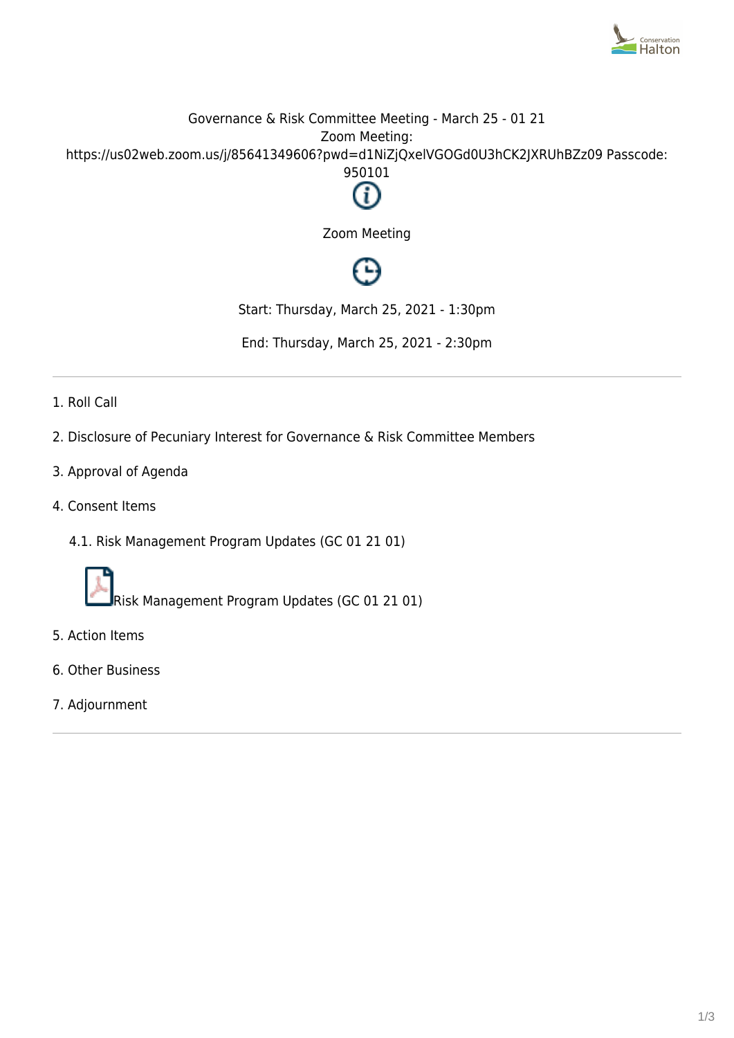Governance & Risk Committee Meeting - March 25 - 01 21
Zoom Meeting:
https://us02web.zoom.us/j/85641349606?pwd=d1NiZjQxelVGOGd0U3hCK2JXRUhBZz09 Passcode: 950101

Zoom Meeting

Start: Thursday, March 25, 2021 - 1:30pm

End: Thursday, March 25, 2021 - 2:30pm

---

1. Roll Call
2. Disclosure of Pecuniary Interest for Governance & Risk Committee Members
3. Approval of Agenda
4. Consent Items
   4.1. Risk Management Program Updates (GC 01 21 01)

   Risk Management Program Updates (GC 01 21 01)
5. Action Items
6. Other Business
7. Adjournment

---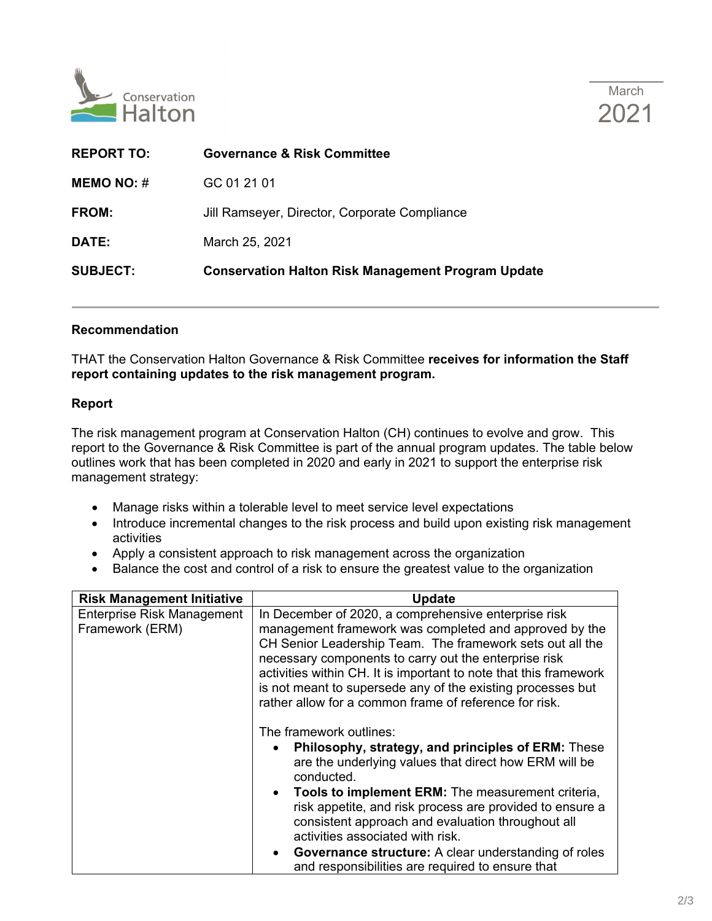Conservation Halton

March 2021

| | |
|---|---|
| **REPORT TO:** | **Governance & Risk Committee** |
| **MEMO NO: #** | GC 01 21 01 |
| **FROM:** | Jill Ramseyer, Director, Corporate Compliance |
| **DATE:** | March 25, 2021 |
| **SUBJECT:** | **Conservation Halton Risk Management Program Update** |

---

### Recommendation

THAT the Conservation Halton Governance & Risk Committee **receives for information the Staff report containing updates to the risk management program.**

### Report

The risk management program at Conservation Halton (CH) continues to evolve and grow. This report to the Governance & Risk Committee is part of the annual program updates. The table below outlines work that has been completed in 2020 and early in 2021 to support the enterprise risk management strategy:

- Manage risks within a tolerable level to meet service level expectations
- Introduce incremental changes to the risk process and build upon existing risk management activities
- Apply a consistent approach to risk management across the organization
- Balance the cost and control of a risk to ensure the greatest value to the organization

| Risk Management Initiative | Update |
|---|---|
| Enterprise Risk Management Framework (ERM) | In December of 2020, a comprehensive enterprise risk management framework was completed and approved by the CH Senior Leadership Team. The framework sets out all the necessary components to carry out the enterprise risk activities within CH. It is important to note that this framework is not meant to supersede any of the existing processes but rather allow for a common frame of reference for risk.<br><br>The framework outlines:<br>• **Philosophy, strategy, and principles of ERM:** These are the underlying values that direct how ERM will be conducted.<br>• **Tools to implement ERM:** The measurement criteria, risk appetite, and risk process are provided to ensure a consistent approach and evaluation throughout all activities associated with risk.<br>• **Governance structure:** A clear understanding of roles and responsibilities are required to ensure that |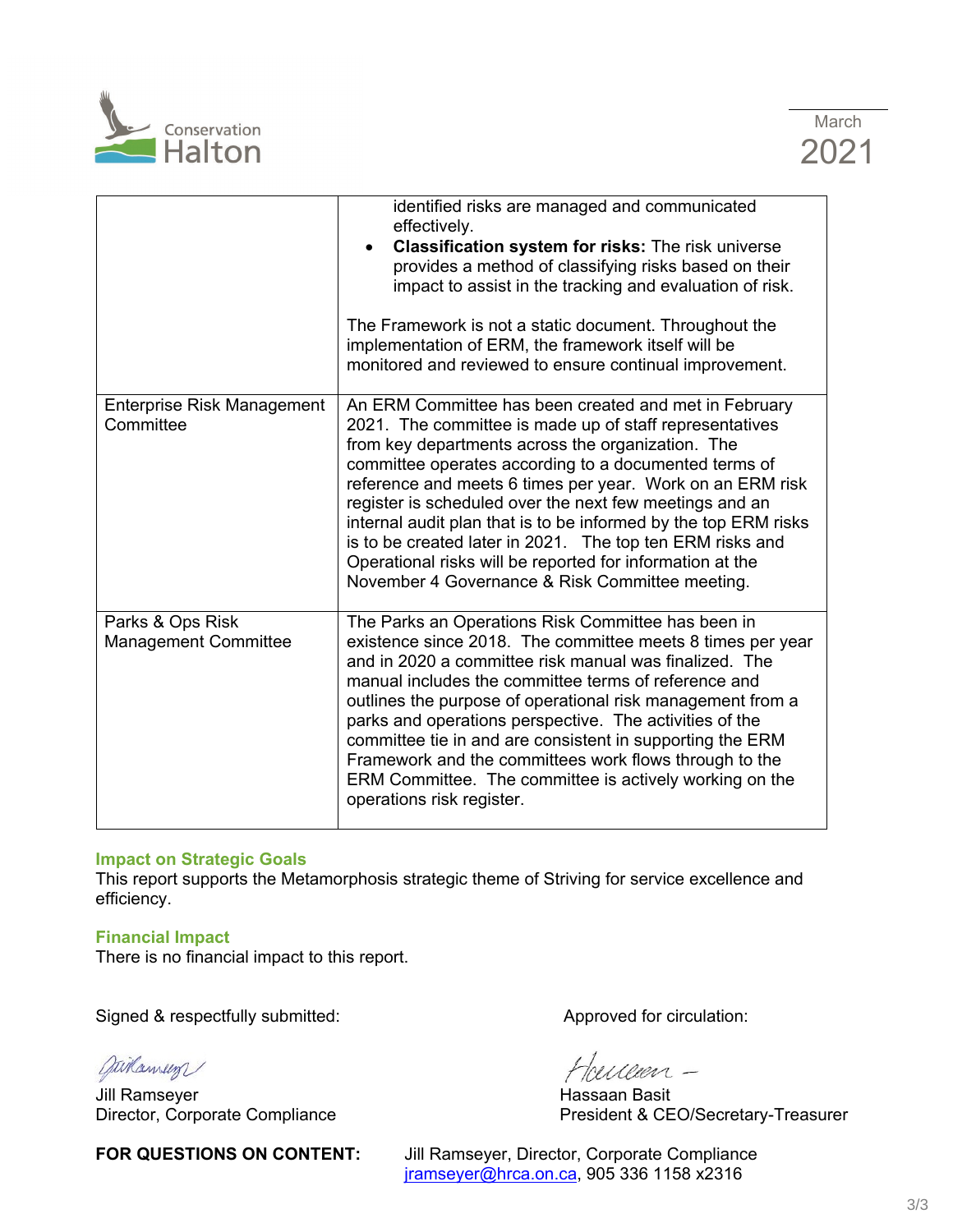| | |
|---|---|
| | identified risks are managed and communicated effectively.<br>• **Classification system for risks:** The risk universe provides a method of classifying risks based on their impact to assist in the tracking and evaluation of risk.<br><br>The Framework is not a static document. Throughout the implementation of ERM, the framework itself will be monitored and reviewed to ensure continual improvement. |
| Enterprise Risk Management Committee | An ERM Committee has been created and met in February 2021. The committee is made up of staff representatives from key departments across the organization. The committee operates according to a documented terms of reference and meets 6 times per year. Work on an ERM risk register is scheduled over the next few meetings and an internal audit plan that is to be informed by the top ERM risks is to be created later in 2021. The top ten ERM risks and Operational risks will be reported for information at the November 4 Governance & Risk Committee meeting. |
| Parks & Ops Risk Management Committee | The Parks an Operations Risk Committee has been in existence since 2018. The committee meets 8 times per year and in 2020 a committee risk manual was finalized. The manual includes the committee terms of reference and outlines the purpose of operational risk management from a parks and operations perspective. The activities of the committee tie in and are consistent in supporting the ERM Framework and the committees work flows through to the ERM Committee. The committee is actively working on the operations risk register. |

### Impact on Strategic Goals

This report supports the Metamorphosis strategic theme of Striving for service excellence and efficiency.

### Financial Impact

There is no financial impact to this report.

Signed & respectfully submitted:

Jill Ramseyer
Director, Corporate Compliance

Approved for circulation:

Hassaan Basit
President & CEO/Secretary-Treasurer

**FOR QUESTIONS ON CONTENT:** Jill Ramseyer, Director, Corporate Compliance
jramseyer@hrca.on.ca, 905 336 1158 x2316